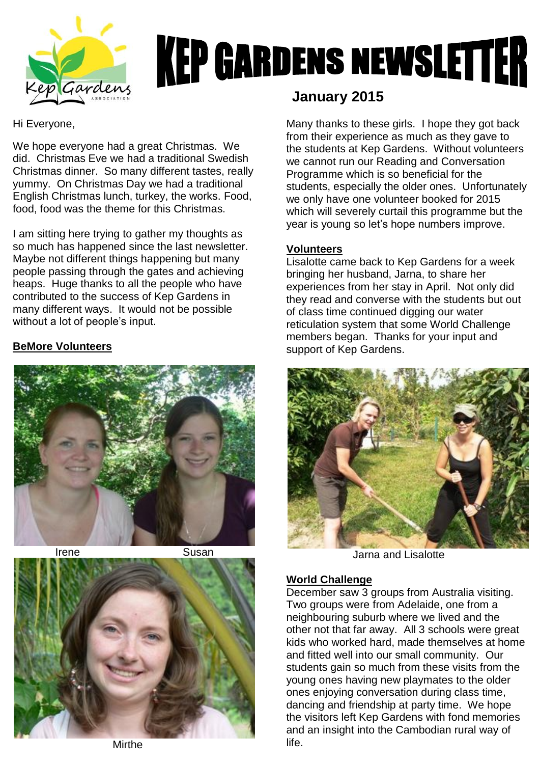# KEP GARDENS NEWSLETTER

## January 2015

Hi Everyone,

We hope everyone had a great Christmas. We did. Christmas Eve we had a traditional Swedish Christmas dinner. So many different tastes, really yummy. On Christmas Day we had a traditional English Christmas lunch, turkey, the works. Food, food, food was the theme for this Christmas.

I am sitting here trying to gather my thoughts as so much has happened since the last newsletter. Maybe not different things happening but many people passing through the gates and achieving heaps. Huge thanks to all the people who have contributed to the success of Kep Gardens in many different ways. It would not be possible without a lot of people's input.

**BeMore Volunteers**

Irene Susan

Mirthe

Many thanks to these girls. I hope they got back from their experience as much as they gave to the students at Kep Gardens. Without volunteers we cannot run our Reading and Conversation Programme which is so beneficial for the students, especially the older ones. Unfortunately we only have one volunteer booked for 2015 which will severely curtail this programme but the year is young so let's hope numbers improve.

**Volunteers**

Lisalotte came back to Kep Gardens for a week bringing her husband, Jarna, to share her experiences from her stay in April. Not only did they read and converse with the students but out of class time continued digging our water reticulation system that some World Challenge members began. Thanks for your input and support of Kep Gardens.

Jarna and Lisalotte

**World Challenge**

December saw 3 groups from Australia visiting. Two groups were from Adelaide, one from a neighbouring suburb where we lived and the other not that far away. All 3 schools were great kids who worked hard, made themselves at home and fitted well into our small community. Our students gain so much from these visits from the young ones having new playmates to the older ones enjoying conversation during class time, dancing and friendship at party time. We hope the visitors left Kep Gardens with fond memories and an insight into the Cambodian rural way of life.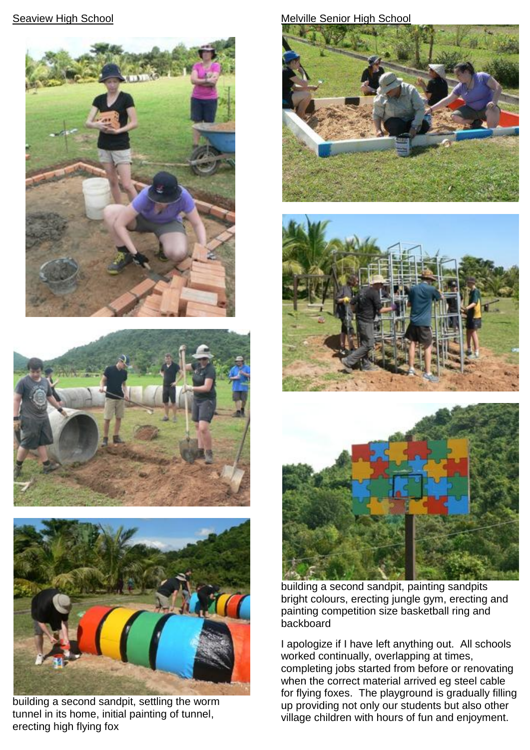Seaview High School

building a second sandpit, settling the worm tunnel in its home, initial painting of tunnel, erecting high flying fox

Melville Senior High School

building a second sandpit, painting sandpits bright colours, erecting jungle gym, erecting and painting competition size basketball ring and backboard

I apologize if I have left anything out. All schools worked continually, overlapping at times, completing jobs started from before or renovating when the correct material arrived eg steel cable for flying foxes. The playground is gradually filling up providing not only our students but also other village children with hours of fun and enjoyment.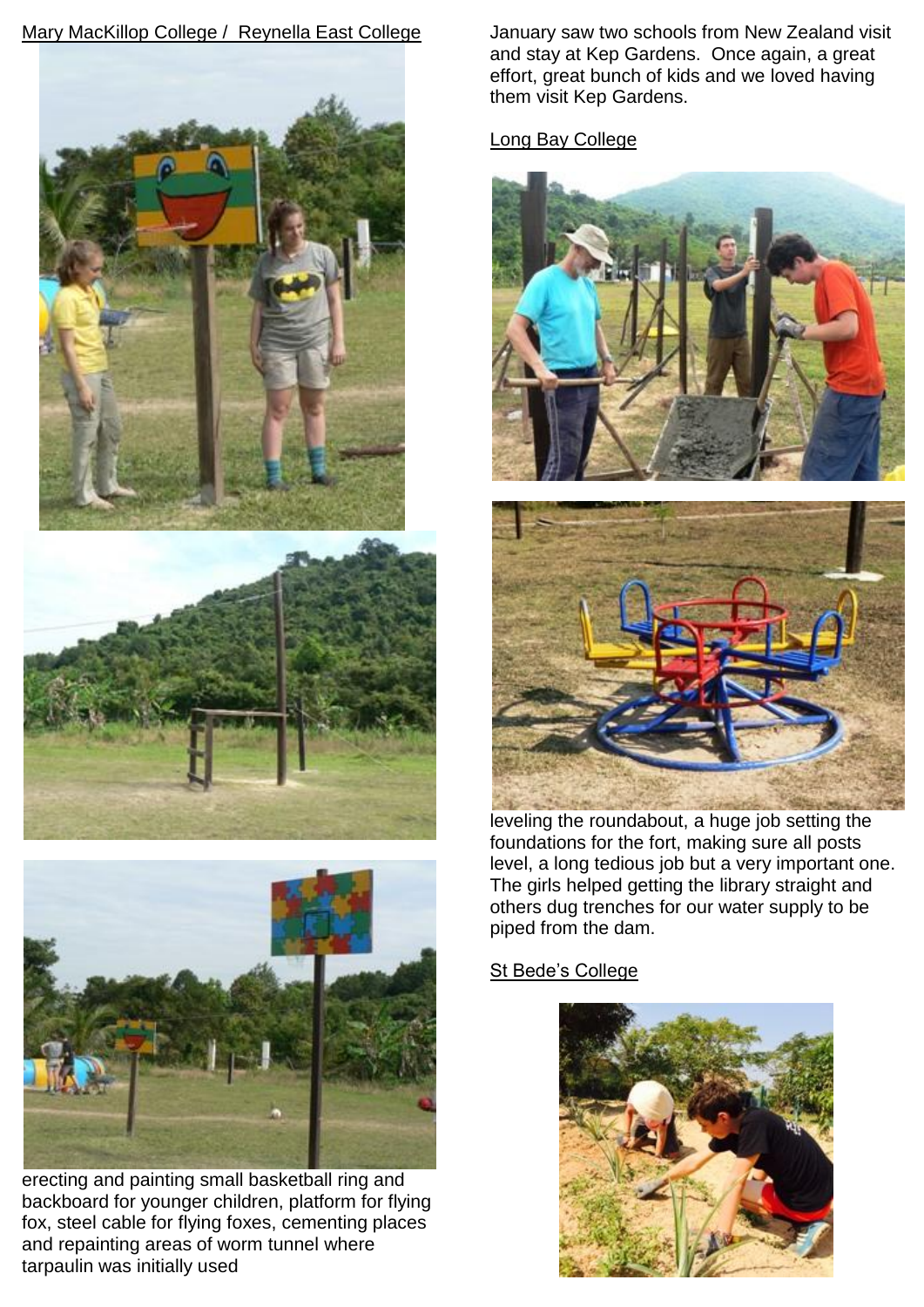Mary MacKillop College / Reynella East College

erecting and painting small basketball ring and backboard for younger children, platform for flying fox, steel cable for flying foxes, cementing places and repainting areas of worm tunnel where tarpaulin was initially used

January saw two schools from New Zealand visit and stay at Kep Gardens. Once again, a great effort, great bunch of kids and we loved having them visit Kep Gardens.

Long Bay College

leveling the roundabout, a huge job setting the foundations for the fort, making sure all posts level, a long tedious job but a very important one. The girls helped getting the library straight and others dug trenches for our water supply to be piped from the dam.

St Bede's College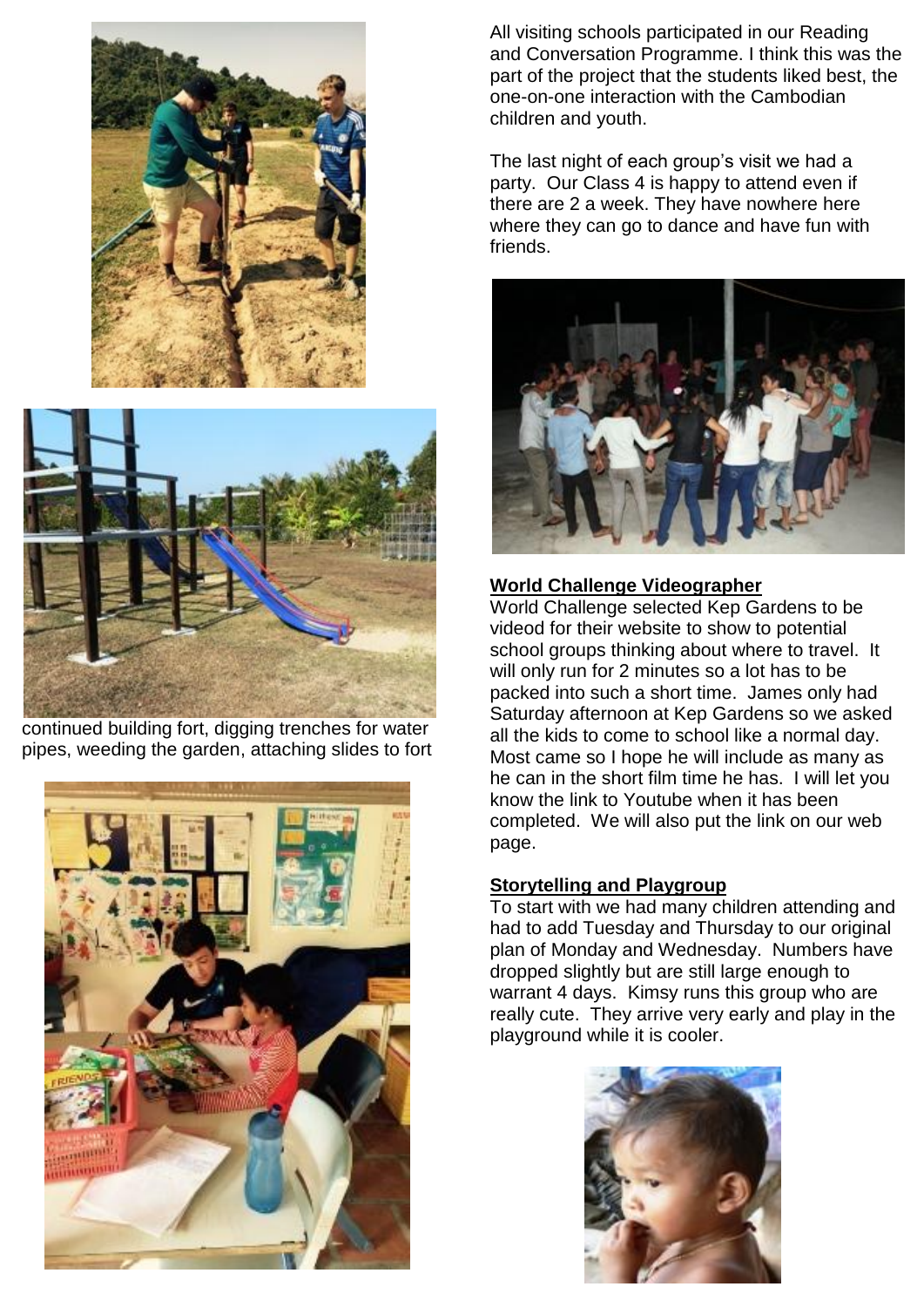continued building fort, digging trenches for water pipes, weeding the garden, attaching slides to fort

All visiting schools participated in our Reading and Conversation Programme. I think this was the part of the project that the students liked best, the one-on-one interaction with the Cambodian children and youth.

The last night of each group's visit we had a party. Our Class 4 is happy to attend even if there are 2 a week. They have nowhere here where they can go to dance and have fun with friends.

## World Challenge Videographer

World Challenge selected Kep Gardens to be videod for their website to show to potential school groups thinking about where to travel. It will only run for 2 minutes so a lot has to be packed into such a short time. James only had Saturday afternoon at Kep Gardens so we asked all the kids to come to school like a normal day. Most came so I hope he will include as many as he can in the short film time he has. I will let you know the link to Youtube when it has been completed. We will also put the link on our web page.

## Storytelling and Playgroup

To start with we had many children attending and had to add Tuesday and Thursday to our original plan of Monday and Wednesday. Numbers have dropped slightly but are still large enough to warrant 4 days. Kimsy runs this group who are really cute. They arrive very early and play in the playground while it is cooler.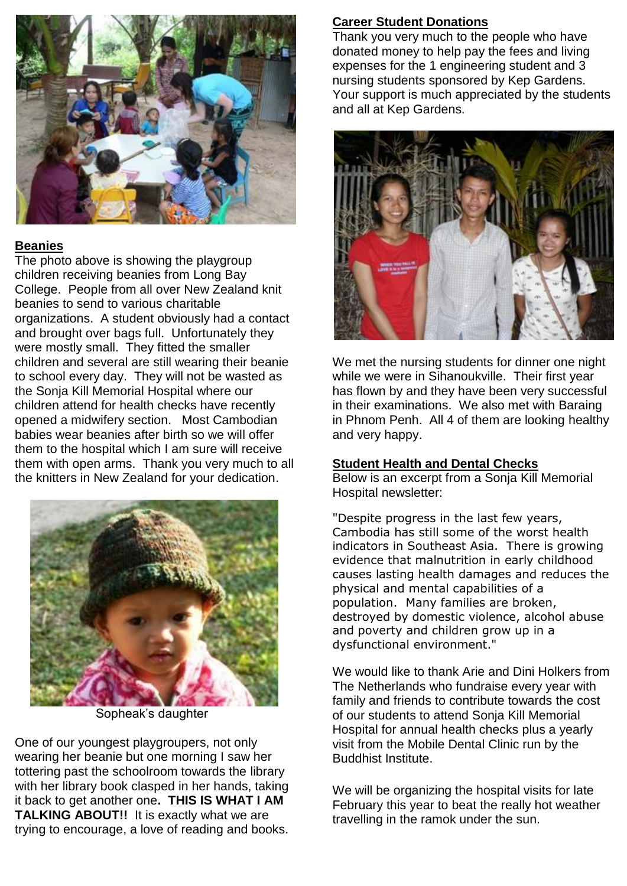## Beanies

The photo above is showing the playgroup children receiving beanies from Long Bay College. People from all over New Zealand knit beanies to send to various charitable organizations. A student obviously had a contact and brought over bags full. Unfortunately they were mostly small. They fitted the smaller children and several are still wearing their beanie to school every day. They will not be wasted as the Sonja Kill Memorial Hospital where our children attend for health checks have recently opened a midwifery section. Most Cambodian babies wear beanies after birth so we will offer them to the hospital which I am sure will receive them with open arms. Thank you very much to all the knitters in New Zealand for your dedication.

Sopheak's daughter

One of our youngest playgroupers, not only wearing her beanie but one morning I saw her tottering past the schoolroom towards the library with her library book clasped in her hands, taking it back to get another one**. THIS IS WHAT I AM TALKING ABOUT!!** It is exactly what we are trying to encourage, a love of reading and books.

## Career Student Donations

Thank you very much to the people who have donated money to help pay the fees and living expenses for the 1 engineering student and 3 nursing students sponsored by Kep Gardens. Your support is much appreciated by the students and all at Kep Gardens.

We met the nursing students for dinner one night while we were in Sihanoukville. Their first year has flown by and they have been very successful in their examinations. We also met with Baraing in Phnom Penh. All 4 of them are looking healthy and very happy.

## Student Health and Dental Checks

Below is an excerpt from a Sonja Kill Memorial Hospital newsletter:

"Despite progress in the last few years, Cambodia has still some of the worst health indicators in Southeast Asia. There is growing evidence that malnutrition in early childhood causes lasting health damages and reduces the physical and mental capabilities of a population. Many families are broken, destroyed by domestic violence, alcohol abuse and poverty and children grow up in a dysfunctional environment."

We would like to thank Arie and Dini Holkers from The Netherlands who fundraise every year with family and friends to contribute towards the cost of our students to attend Sonja Kill Memorial Hospital for annual health checks plus a yearly visit from the Mobile Dental Clinic run by the Buddhist Institute.

We will be organizing the hospital visits for late February this year to beat the really hot weather travelling in the ramok under the sun.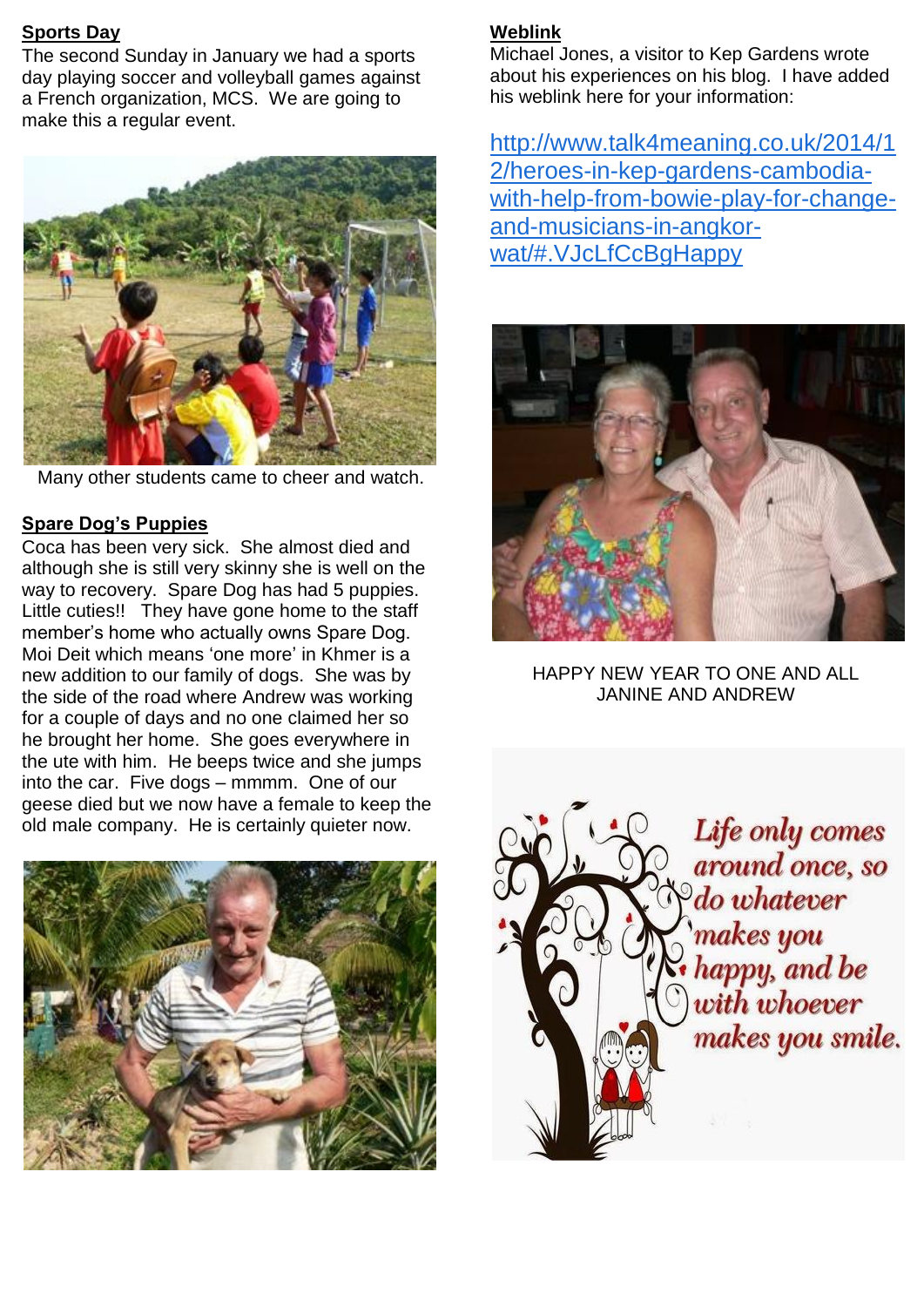**Sports Day**

The second Sunday in January we had a sports day playing soccer and volleyball games against a French organization, MCS. We are going to make this a regular event.

Many other students came to cheer and watch.

**Spare Dog's Puppies**

Coca has been very sick. She almost died and although she is still very skinny she is well on the way to recovery. Spare Dog has had 5 puppies. Little cuties!! They have gone home to the staff member's home who actually owns Spare Dog. Moi Deit which means 'one more' in Khmer is a new addition to our family of dogs. She was by the side of the road where Andrew was working for a couple of days and no one claimed her so he brought her home. She goes everywhere in the ute with him. He beeps twice and she jumps into the car. Five dogs – mmmm. One of our geese died but we now have a female to keep the old male company. He is certainly quieter now.

**Weblink**

Michael Jones, a visitor to Kep Gardens wrote about his experiences on his blog. I have added his weblink here for your information:

http://www.talk4meaning.co.uk/2014/12/heroes-in-kep-gardens-cambodia-with-help-from-bowie-play-for-change-and-musicians-in-angkor-wat/#.VJcLfCcBgHappy

HAPPY NEW YEAR TO ONE AND ALL
JANINE AND ANDREW